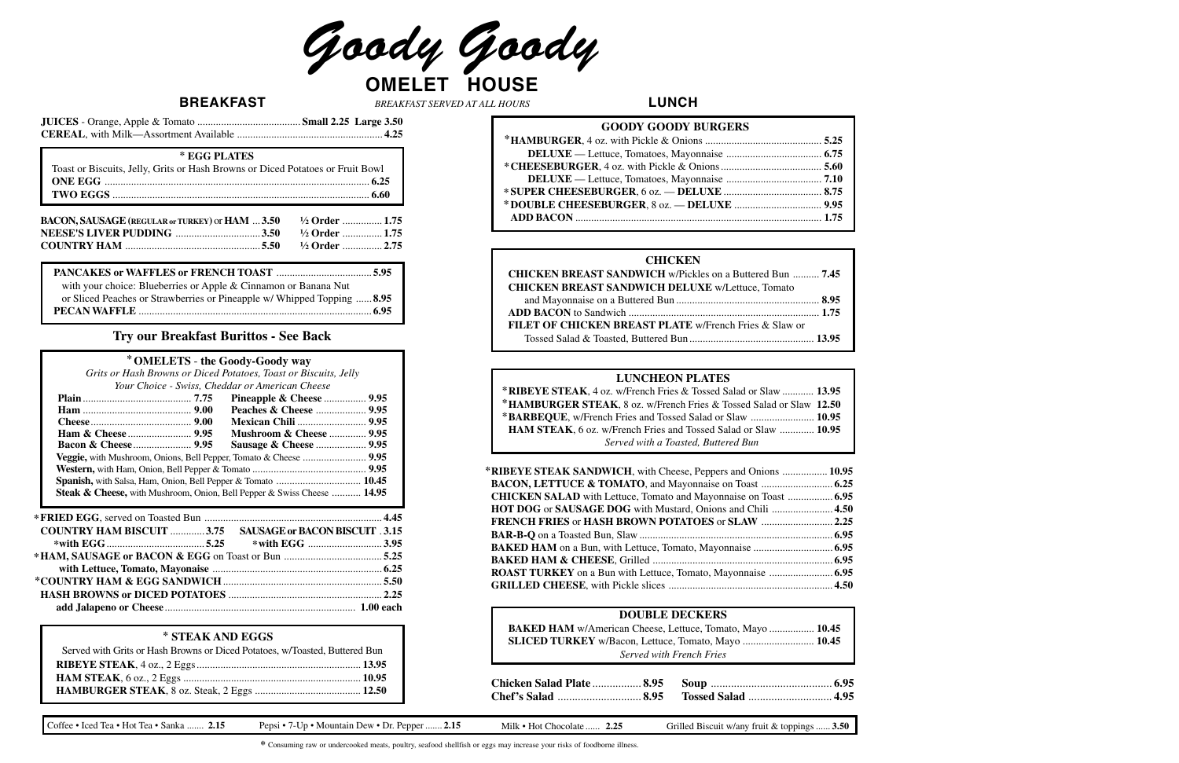# Goody Goody

## OMELET HOUSE

## BREAKFAST

*BREAKFAST SERVED AT ALL HOURS*

**JUICES** - Orange, Apple & Tomato .......... **Small 2.25 Large 3.50**
**CEREAL**, with Milk—Assortment Available .......... **4.25**

### * EGG PLATES

Toast or Biscuits, Jelly, Grits or Hash Browns or Diced Potatoes or Fruit Bowl

**ONE EGG** .......... **6.25**
**TWO EGGS** .......... **6.60**

| | | | |
|---|---|---|---|
| **BACON, SAUSAGE (REGULAR or TURKEY) or HAM** | **3.50** | **½ Order** | **1.75** |
| **NEESE'S LIVER PUDDING** | **3.50** | **½ Order** | **1.75** |
| **COUNTRY HAM** | **5.50** | **½ Order** | **2.75** |

**PANCAKES or WAFFLES or FRENCH TOAST** .......... **5.95**
with your choice: Blueberries or Apple & Cinnamon or Banana Nut
or Sliced Peaches or Strawberries or Pineapple w/ Whipped Topping .......... **8.95**
**PECAN WAFFLE** .......... **6.95**

### Try our Breakfast Burittos - See Back

### * OMELETS - the Goody-Goody way

*Grits or Hash Browns or Diced Potatoes, Toast or Biscuits, Jelly*
*Your Choice - Swiss, Cheddar or American Cheese*

| | | | |
|---|---|---|---|
| **Plain** | **7.75** | **Pineapple & Cheese** | **9.95** |
| **Ham** | **9.00** | **Peaches & Cheese** | **9.95** |
| **Cheese** | **9.00** | **Mexican Chili** | **9.95** |
| **Ham & Cheese** | **9.95** | **Mushroom & Cheese** | **9.95** |
| **Bacon & Cheese** | **9.95** | **Sausage & Cheese** | **9.95** |

**Veggie,** with Mushroom, Onions, Bell Pepper, Tomato & Cheese .......... **9.95**
**Western,** with Ham, Onion, Bell Pepper & Tomato .......... **9.95**
**Spanish,** with Salsa, Ham, Onion, Bell Pepper & Tomato .......... **10.45**
**Steak & Cheese,** with Mushroom, Onion, Bell Pepper & Swiss Cheese .......... **14.95**

***FRIED EGG**, served on Toasted Bun .......... **4.45**
**COUNTRY HAM BISCUIT** .......... **3.75** **SAUSAGE or BACON BISCUIT** . **3.15**
***with EGG** .......... **5.25** ***with EGG** .......... **3.95**
***HAM, SAUSAGE or BACON & EGG** on Toast or Bun .......... **5.25**
**with Lettuce, Tomato, Mayonaise** .......... **6.25**
***COUNTRY HAM & EGG SANDWICH** .......... **5.50**
**HASH BROWNS or DICED POTATOES** .......... **2.25**
**add Jalapeno or Cheese** .......... **1.00 each**

### * STEAK AND EGGS

Served with Grits or Hash Browns or Diced Potatoes, w/Toasted, Buttered Bun

**RIBEYE STEAK**, 4 oz., 2 Eggs .......... **13.95**
**HAM STEAK**, 6 oz., 2 Eggs .......... **10.95**
**HAMBURGER STEAK**, 8 oz. Steak, 2 Eggs .......... **12.50**

## LUNCH

### GOODY GOODY BURGERS

***HAMBURGER**, 4 oz. with Pickle & Onions .......... **5.25**
**DELUXE** — Lettuce, Tomatoes, Mayonnaise .......... **6.75**
***CHEESEBURGER**, 4 oz. with Pickle & Onions .......... **5.60**
**DELUXE** — Lettuce, Tomatoes, Mayonnaise .......... **7.10**
***SUPER CHEESEBURGER**, 6 oz. — **DELUXE** .......... **8.75**
***DOUBLE CHEESEBURGER**, 8 oz. — **DELUXE** .......... **9.95**
**ADD BACON** .......... **1.75**

### CHICKEN

**CHICKEN BREAST SANDWICH** w/Pickles on a Buttered Bun .......... **7.45**
**CHICKEN BREAST SANDWICH DELUXE** w/Lettuce, Tomato and Mayonnaise on a Buttered Bun .......... **8.95**
**ADD BACON** to Sandwich .......... **1.75**
**FILET OF CHICKEN BREAST PLATE** w/French Fries & Slaw or Tossed Salad & Toasted, Buttered Bun .......... **13.95**

### LUNCHEON PLATES

***RIBEYE STEAK**, 4 oz. w/French Fries & Tossed Salad or Slaw .......... **13.95**
***HAMBURGER STEAK**, 8 oz. w/French Fries & Tossed Salad or Slaw **12.50**
***BARBEQUE**, w/French Fries and Tossed Salad or Slaw .......... **10.95**
**HAM STEAK**, 6 oz. w/French Fries and Tossed Salad or Slaw .......... **10.95**

*Served with a Toasted, Buttered Bun*

***RIBEYE STEAK SANDWICH**, with Cheese, Peppers and Onions .......... **10.95**
**BACON, LETTUCE & TOMATO**, and Mayonnaise on Toast .......... **6.25**
**CHICKEN SALAD** with Lettuce, Tomato and Mayonnaise on Toast .......... **6.95**
**HOT DOG** or **SAUSAGE DOG** with Mustard, Onions and Chili .......... **4.50**
**FRENCH FRIES** or **HASH BROWN POTATOES** or **SLAW** .......... **2.25**
**BAR-B-Q** on a Toasted Bun, Slaw .......... **6.95**
**BAKED HAM** on a Bun, with Lettuce, Tomato, Mayonnaise .......... **6.95**
**BAKED HAM & CHEESE**, Grilled .......... **6.95**
**ROAST TURKEY** on a Bun with Lettuce, Tomato, Mayonnaise .......... **6.95**
**GRILLED CHEESE**, with Pickle slices .......... **4.50**

### DOUBLE DECKERS

**BAKED HAM** w/American Cheese, Lettuce, Tomato, Mayo .......... **10.45**
**SLICED TURKEY** w/Bacon, Lettuce, Tomato, Mayo .......... **10.45**

*Served with French Fries*

| | | | |
|---|---|---|---|
| **Chicken Salad Plate** | **8.95** | **Soup** | **6.95** |
| **Chef's Salad** | **8.95** | **Tossed Salad** | **4.95** |

Coffee • Iced Tea • Hot Tea • Sanka .......... **2.15** | Pepsi • 7-Up • Mountain Dew • Dr. Pepper .......... **2.15** | Milk • Hot Chocolate .......... **2.25** | Grilled Biscuit w/any fruit & toppings .......... **3.50**

* Consuming raw or undercooked meats, poultry, seafood shellfish or eggs may increase your risks of foodborne illness.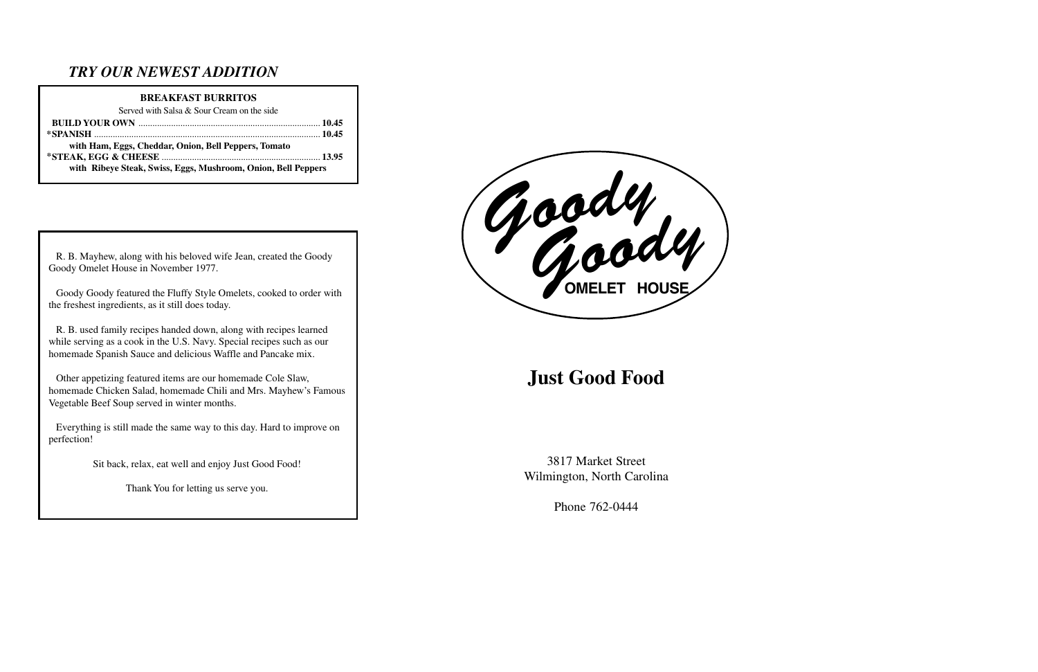*TRY OUR NEWEST ADDITION*

**BREAKFAST BURRITOS**

Served with Salsa & Sour Cream on the side

**BUILD YOUR OWN** .............................................. **10.45**

***SPANISH** .............................................. **10.45**

**with Ham, Eggs, Cheddar, Onion, Bell Peppers, Tomato**

***STEAK, EGG & CHEESE** .............................................. **13.95**

**with Ribeye Steak, Swiss, Eggs, Mushroom, Onion, Bell Peppers**

R. B. Mayhew, along with his beloved wife Jean, created the Goody Goody Omelet House in November 1977.

Goody Goody featured the Fluffy Style Omelets, cooked to order with the freshest ingredients, as it still does today.

R. B. used family recipes handed down, along with recipes learned while serving as a cook in the U.S. Navy. Special recipes such as our homemade Spanish Sauce and delicious Waffle and Pancake mix.

Other appetizing featured items are our homemade Cole Slaw, homemade Chicken Salad, homemade Chili and Mrs. Mayhew's Famous Vegetable Beef Soup served in winter months.

Everything is still made the same way to this day. Hard to improve on perfection!

Sit back, relax, eat well and enjoy Just Good Food!

Thank You for letting us serve you.

# Goody Goody

**OMELET HOUSE**

## Just Good Food

3817 Market Street
Wilmington, North Carolina

Phone 762-0444